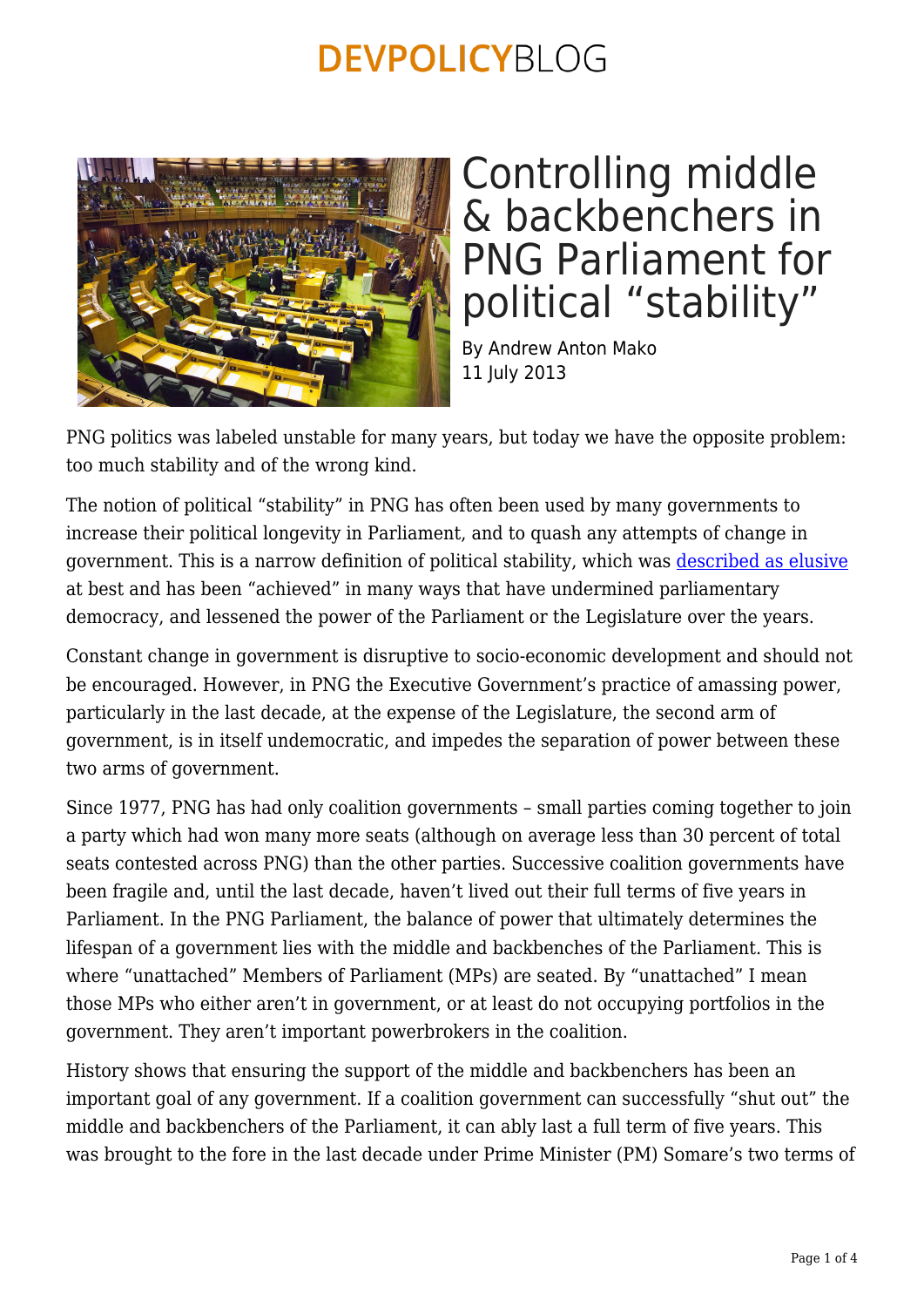# Controlling middle & backbenchers in PNG Parliament for political "stability"

By Andrew Anton Mako
11 July 2013

PNG politics was labeled unstable for many years, but today we have the opposite problem: too much stability and of the wrong kind.

The notion of political "stability" in PNG has often been used by many governments to increase their political longevity in Parliament, and to quash any attempts of change in government. This is a narrow definition of political stability, which was described as elusive at best and has been "achieved" in many ways that have undermined parliamentary democracy, and lessened the power of the Parliament or the Legislature over the years.

Constant change in government is disruptive to socio-economic development and should not be encouraged. However, in PNG the Executive Government's practice of amassing power, particularly in the last decade, at the expense of the Legislature, the second arm of government, is in itself undemocratic, and impedes the separation of power between these two arms of government.

Since 1977, PNG has had only coalition governments – small parties coming together to join a party which had won many more seats (although on average less than 30 percent of total seats contested across PNG) than the other parties. Successive coalition governments have been fragile and, until the last decade, haven't lived out their full terms of five years in Parliament. In the PNG Parliament, the balance of power that ultimately determines the lifespan of a government lies with the middle and backbenches of the Parliament. This is where "unattached" Members of Parliament (MPs) are seated. By "unattached" I mean those MPs who either aren't in government, or at least do not occupying portfolios in the government. They aren't important powerbrokers in the coalition.

History shows that ensuring the support of the middle and backbenchers has been an important goal of any government. If a coalition government can successfully "shut out" the middle and backbenchers of the Parliament, it can ably last a full term of five years. This was brought to the fore in the last decade under Prime Minister (PM) Somare's two terms of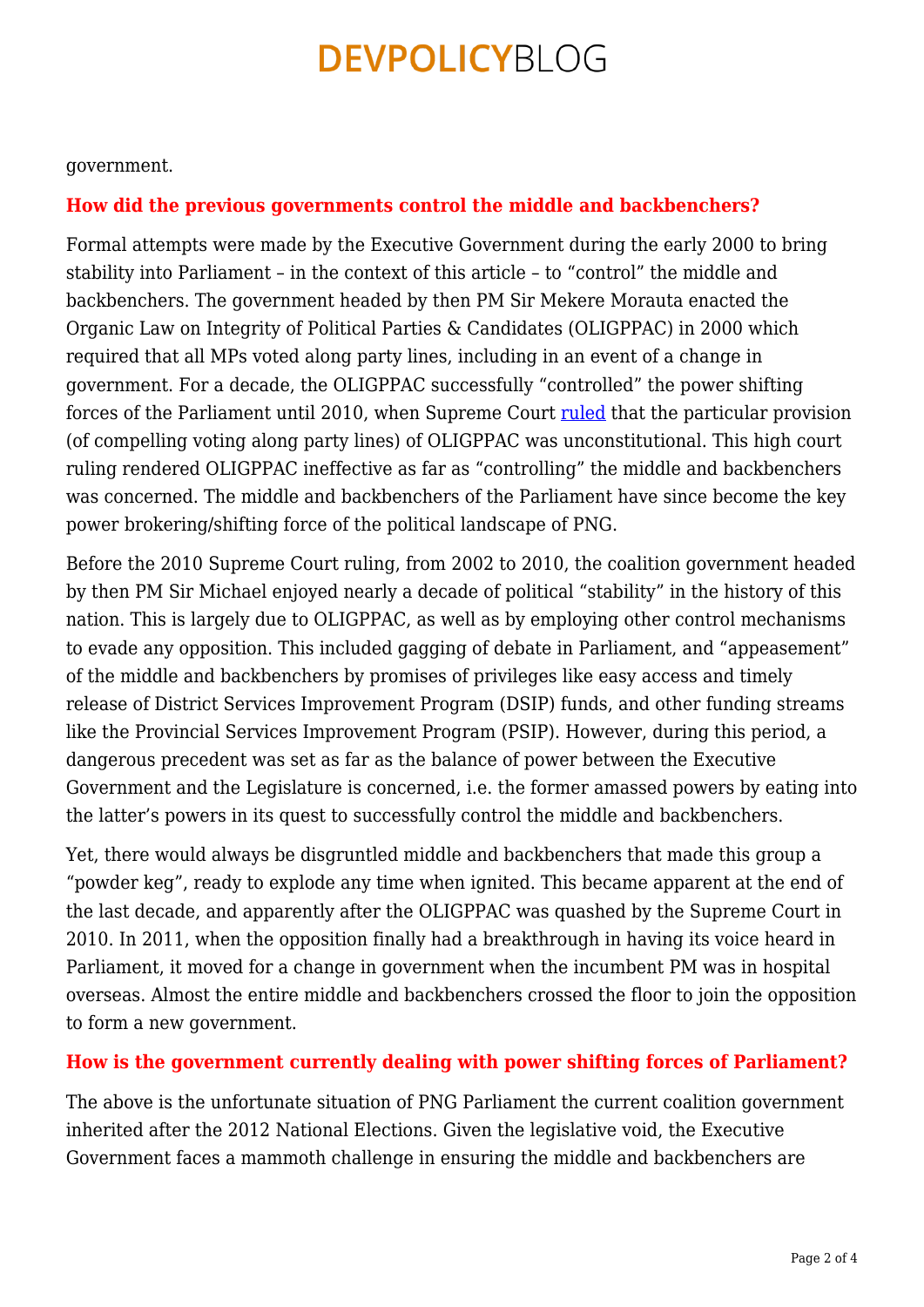government.

## How did the previous governments control the middle and backbenchers?

Formal attempts were made by the Executive Government during the early 2000 to bring stability into Parliament – in the context of this article – to "control" the middle and backbenchers. The government headed by then PM Sir Mekere Morauta enacted the Organic Law on Integrity of Political Parties & Candidates (OLIGPPAC) in 2000 which required that all MPs voted along party lines, including in an event of a change in government. For a decade, the OLIGPPAC successfully "controlled" the power shifting forces of the Parliament until 2010, when Supreme Court ruled that the particular provision (of compelling voting along party lines) of OLIGPPAC was unconstitutional. This high court ruling rendered OLIGPPAC ineffective as far as "controlling" the middle and backbenchers was concerned. The middle and backbenchers of the Parliament have since become the key power brokering/shifting force of the political landscape of PNG.

Before the 2010 Supreme Court ruling, from 2002 to 2010, the coalition government headed by then PM Sir Michael enjoyed nearly a decade of political "stability" in the history of this nation. This is largely due to OLIGPPAC, as well as by employing other control mechanisms to evade any opposition. This included gagging of debate in Parliament, and "appeasement" of the middle and backbenchers by promises of privileges like easy access and timely release of District Services Improvement Program (DSIP) funds, and other funding streams like the Provincial Services Improvement Program (PSIP). However, during this period, a dangerous precedent was set as far as the balance of power between the Executive Government and the Legislature is concerned, i.e. the former amassed powers by eating into the latter's powers in its quest to successfully control the middle and backbenchers.

Yet, there would always be disgruntled middle and backbenchers that made this group a "powder keg", ready to explode any time when ignited. This became apparent at the end of the last decade, and apparently after the OLIGPPAC was quashed by the Supreme Court in 2010. In 2011, when the opposition finally had a breakthrough in having its voice heard in Parliament, it moved for a change in government when the incumbent PM was in hospital overseas. Almost the entire middle and backbenchers crossed the floor to join the opposition to form a new government.

## How is the government currently dealing with power shifting forces of Parliament?

The above is the unfortunate situation of PNG Parliament the current coalition government inherited after the 2012 National Elections. Given the legislative void, the Executive Government faces a mammoth challenge in ensuring the middle and backbenchers are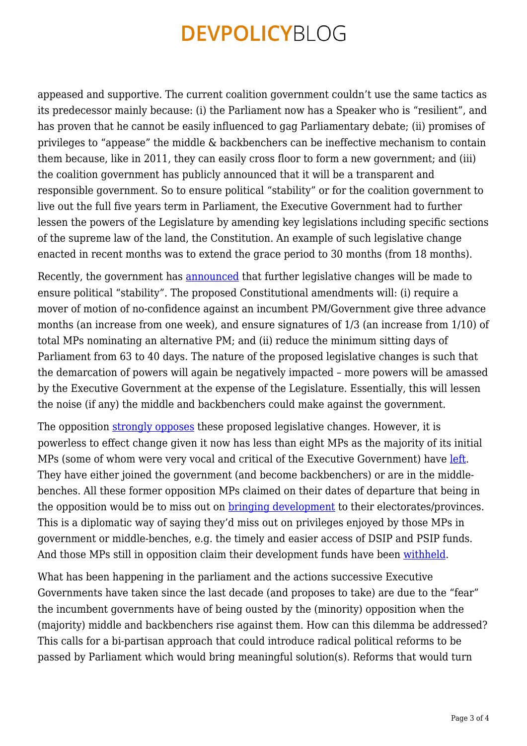appeased and supportive. The current coalition government couldn't use the same tactics as its predecessor mainly because: (i) the Parliament now has a Speaker who is "resilient", and has proven that he cannot be easily influenced to gag Parliamentary debate; (ii) promises of privileges to "appease" the middle & backbenchers can be ineffective mechanism to contain them because, like in 2011, they can easily cross floor to form a new government; and (iii) the coalition government has publicly announced that it will be a transparent and responsible government. So to ensure political "stability" or for the coalition government to live out the full five years term in Parliament, the Executive Government had to further lessen the powers of the Legislature by amending key legislations including specific sections of the supreme law of the land, the Constitution. An example of such legislative change enacted in recent months was to extend the grace period to 30 months (from 18 months).

Recently, the government has announced that further legislative changes will be made to ensure political "stability". The proposed Constitutional amendments will: (i) require a mover of motion of no-confidence against an incumbent PM/Government give three advance months (an increase from one week), and ensure signatures of 1/3 (an increase from 1/10) of total MPs nominating an alternative PM; and (ii) reduce the minimum sitting days of Parliament from 63 to 40 days. The nature of the proposed legislative changes is such that the demarcation of powers will again be negatively impacted – more powers will be amassed by the Executive Government at the expense of the Legislature. Essentially, this will lessen the noise (if any) the middle and backbenchers could make against the government.

The opposition strongly opposes these proposed legislative changes. However, it is powerless to effect change given it now has less than eight MPs as the majority of its initial MPs (some of whom were very vocal and critical of the Executive Government) have left. They have either joined the government (and become backbenchers) or are in the middle-benches. All these former opposition MPs claimed on their dates of departure that being in the opposition would be to miss out on bringing development to their electorates/provinces. This is a diplomatic way of saying they'd miss out on privileges enjoyed by those MPs in government or middle-benches, e.g. the timely and easier access of DSIP and PSIP funds. And those MPs still in opposition claim their development funds have been withheld.

What has been happening in the parliament and the actions successive Executive Governments have taken since the last decade (and proposes to take) are due to the "fear" the incumbent governments have of being ousted by the (minority) opposition when the (majority) middle and backbenchers rise against them. How can this dilemma be addressed? This calls for a bi-partisan approach that could introduce radical political reforms to be passed by Parliament which would bring meaningful solution(s). Reforms that would turn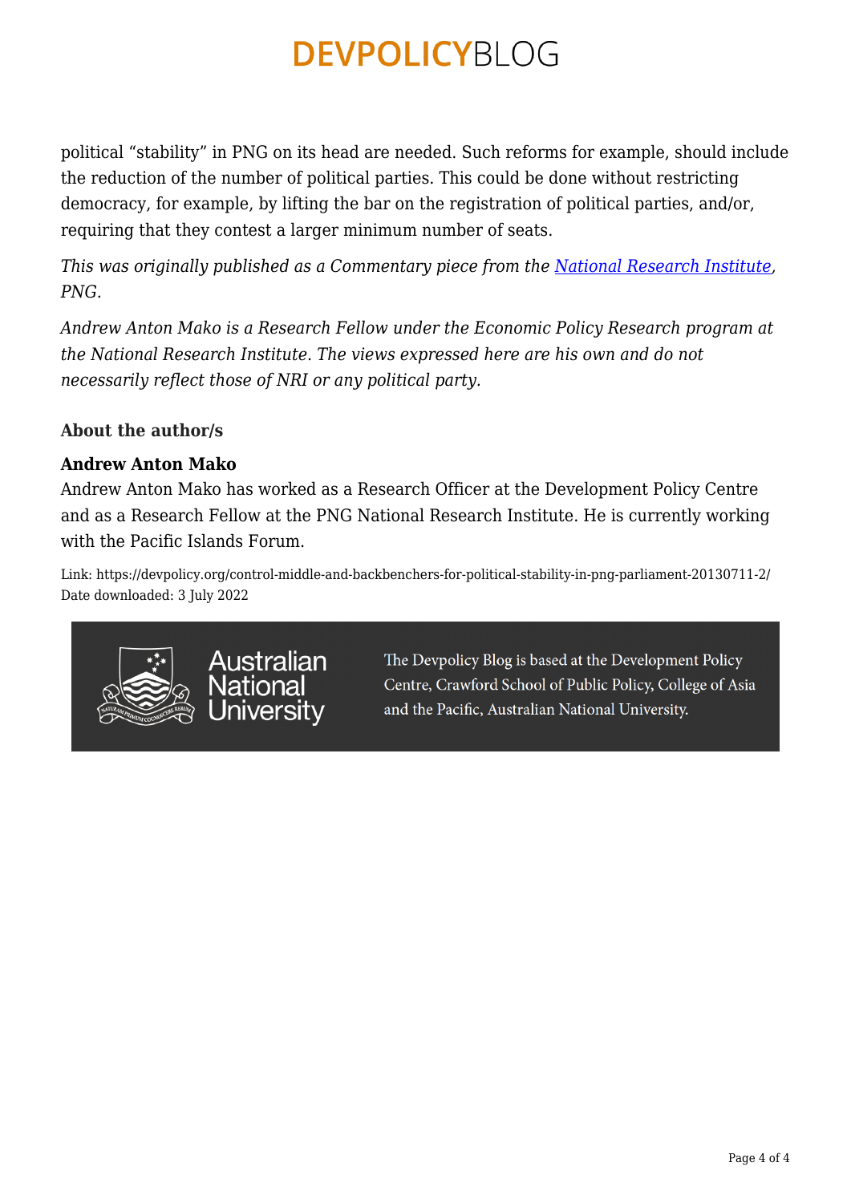political "stability" in PNG on its head are needed. Such reforms for example, should include the reduction of the number of political parties. This could be done without restricting democracy, for example, by lifting the bar on the registration of political parties, and/or, requiring that they contest a larger minimum number of seats.

*This was originally published as a Commentary piece from the [National Research Institute](), PNG.*

*Andrew Anton Mako is a Research Fellow under the Economic Policy Research program at the National Research Institute. The views expressed here are his own and do not necessarily reflect those of NRI or any political party.*

### About the author/s

**Andrew Anton Mako**
Andrew Anton Mako has worked as a Research Officer at the Development Policy Centre and as a Research Fellow at the PNG National Research Institute. He is currently working with the Pacific Islands Forum.

Link: https://devpolicy.org/control-middle-and-backbenchers-for-political-stability-in-png-parliament-20130711-2/
Date downloaded: 3 July 2022

Australian National University

The Devpolicy Blog is based at the Development Policy Centre, Crawford School of Public Policy, College of Asia and the Pacific, Australian National University.